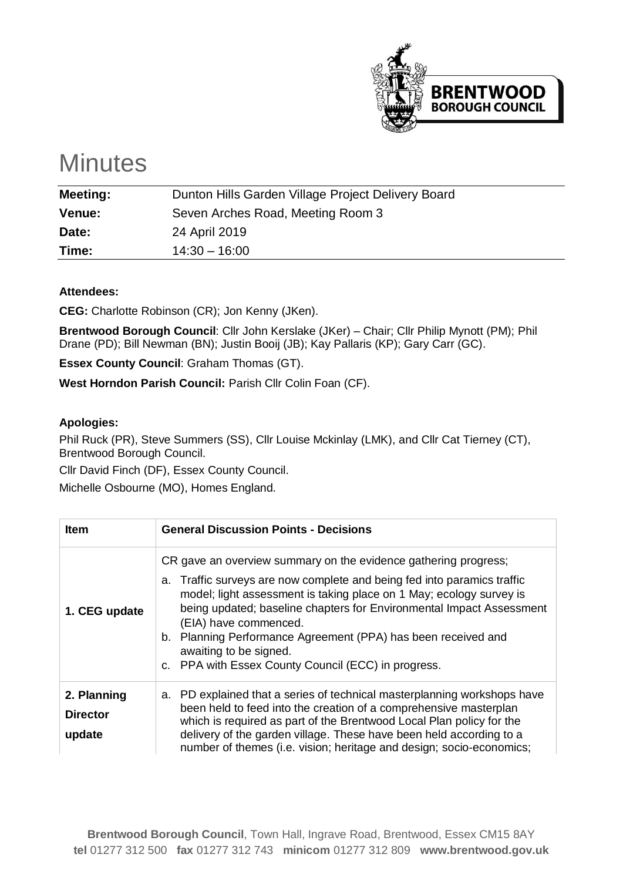# Minutes

| **Meeting:** | Dunton Hills Garden Village Project Delivery Board |
|---|---|
| **Venue:** | Seven Arches Road, Meeting Room 3 |
| **Date:** | 24 April 2019 |
| **Time:** | 14:30 – 16:00 |

**Attendees:**

**CEG:** Charlotte Robinson (CR); Jon Kenny (JKen).

**Brentwood Borough Council**: Cllr John Kerslake (JKer) – Chair; Cllr Philip Mynott (PM); Phil Drane (PD); Bill Newman (BN); Justin Booij (JB); Kay Pallaris (KP); Gary Carr (GC).

**Essex County Council**: Graham Thomas (GT).

**West Horndon Parish Council:** Parish Cllr Colin Foan (CF).

**Apologies:**

Phil Ruck (PR), Steve Summers (SS), Cllr Louise Mckinlay (LMK), and Cllr Cat Tierney (CT), Brentwood Borough Council.

Cllr David Finch (DF), Essex County Council.

Michelle Osbourne (MO), Homes England.

| Item | General Discussion Points - Decisions |
|---|---|
| **1. CEG update** | CR gave an overview summary on the evidence gathering progress;<br>a. Traffic surveys are now complete and being fed into paramics traffic model; light assessment is taking place on 1 May; ecology survey is being updated; baseline chapters for Environmental Impact Assessment (EIA) have commenced.<br>b. Planning Performance Agreement (PPA) has been received and awaiting to be signed.<br>c. PPA with Essex County Council (ECC) in progress. |
| **2. Planning Director update** | a. PD explained that a series of technical masterplanning workshops have been held to feed into the creation of a comprehensive masterplan which is required as part of the Brentwood Local Plan policy for the delivery of the garden village. These have been held according to a number of themes (i.e. vision; heritage and design; socio-economics; |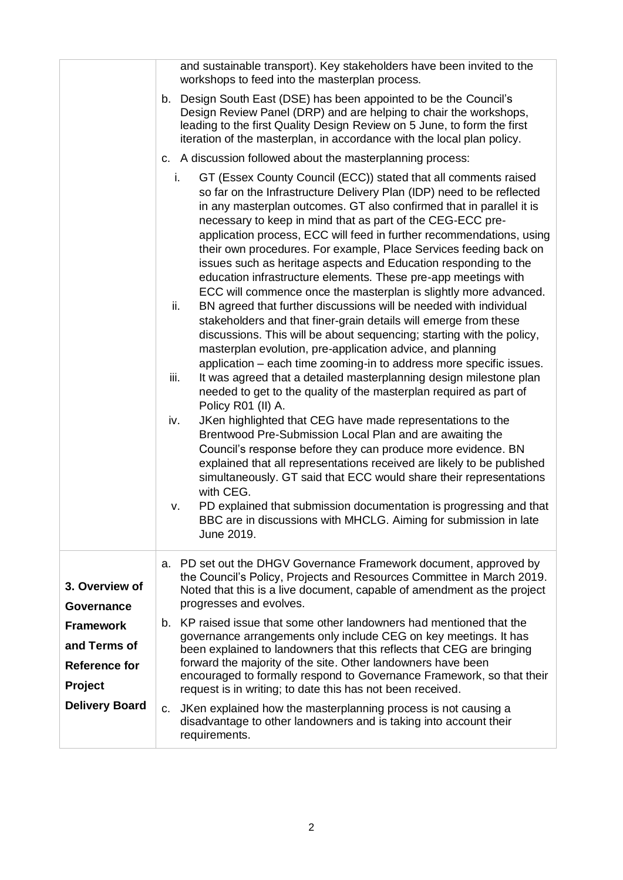| | |
|---|---|
| | and sustainable transport). Key stakeholders have been invited to the workshops to feed into the masterplan process.<br><br>b. Design South East (DSE) has been appointed to be the Council's Design Review Panel (DRP) and are helping to chair the workshops, leading to the first Quality Design Review on 5 June, to form the first iteration of the masterplan, in accordance with the local plan policy.<br><br>c. A discussion followed about the masterplanning process:<br><br>i. GT (Essex County Council (ECC)) stated that all comments raised so far on the Infrastructure Delivery Plan (IDP) need to be reflected in any masterplan outcomes. GT also confirmed that in parallel it is necessary to keep in mind that as part of the CEG-ECC pre-application process, ECC will feed in further recommendations, using their own procedures. For example, Place Services feeding back on issues such as heritage aspects and Education responding to the education infrastructure elements. These pre-app meetings with ECC will commence once the masterplan is slightly more advanced.<br>ii. BN agreed that further discussions will be needed with individual stakeholders and that finer-grain details will emerge from these discussions. This will be about sequencing; starting with the policy, masterplan evolution, pre-application advice, and planning application – each time zooming-in to address more specific issues.<br>iii. It was agreed that a detailed masterplanning design milestone plan needed to get to the quality of the masterplan required as part of Policy R01 (II) A.<br>iv. JKen highlighted that CEG have made representations to the Brentwood Pre-Submission Local Plan and are awaiting the Council's response before they can produce more evidence. BN explained that all representations received are likely to be published simultaneously. GT said that ECC would share their representations with CEG.<br>v. PD explained that submission documentation is progressing and that BBC are in discussions with MHCLG. Aiming for submission in late June 2019. |
| **3. Overview of Governance Framework and Terms of Reference for Project Delivery Board** | a. PD set out the DHGV Governance Framework document, approved by the Council's Policy, Projects and Resources Committee in March 2019. Noted that this is a live document, capable of amendment as the project progresses and evolves.<br><br>b. KP raised issue that some other landowners had mentioned that the governance arrangements only include CEG on key meetings. It has been explained to landowners that this reflects that CEG are bringing forward the majority of the site. Other landowners have been encouraged to formally respond to Governance Framework, so that their request is in writing; to date this has not been received.<br><br>c. JKen explained how the masterplanning process is not causing a disadvantage to other landowners and is taking into account their requirements. |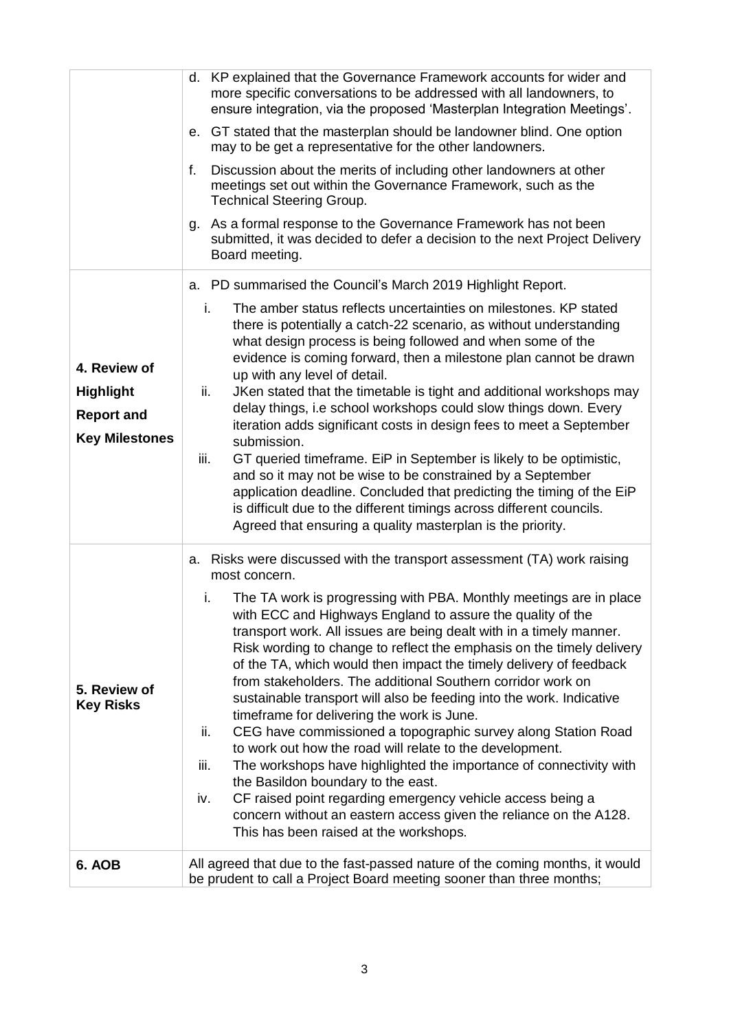| | |
|---|---|
| | d. KP explained that the Governance Framework accounts for wider and more specific conversations to be addressed with all landowners, to ensure integration, via the proposed 'Masterplan Integration Meetings'.<br><br>e. GT stated that the masterplan should be landowner blind. One option may to be get a representative for the other landowners.<br><br>f. Discussion about the merits of including other landowners at other meetings set out within the Governance Framework, such as the Technical Steering Group.<br><br>g. As a formal response to the Governance Framework has not been submitted, it was decided to defer a decision to the next Project Delivery Board meeting. |
| **4. Review of Highlight Report and Key Milestones** | a. PD summarised the Council's March 2019 Highlight Report.<br><br>i. The amber status reflects uncertainties on milestones. KP stated there is potentially a catch-22 scenario, as without understanding what design process is being followed and when some of the evidence is coming forward, then a milestone plan cannot be drawn up with any level of detail.<br>ii. JKen stated that the timetable is tight and additional workshops may delay things, i.e school workshops could slow things down. Every iteration adds significant costs in design fees to meet a September submission.<br>iii. GT queried timeframe. EiP in September is likely to be optimistic, and so it may not be wise to be constrained by a September application deadline. Concluded that predicting the timing of the EiP is difficult due to the different timings across different councils. Agreed that ensuring a quality masterplan is the priority. |
| **5. Review of Key Risks** | a. Risks were discussed with the transport assessment (TA) work raising most concern.<br><br>i. The TA work is progressing with PBA. Monthly meetings are in place with ECC and Highways England to assure the quality of the transport work. All issues are being dealt with in a timely manner. Risk wording to change to reflect the emphasis on the timely delivery of the TA, which would then impact the timely delivery of feedback from stakeholders. The additional Southern corridor work on sustainable transport will also be feeding into the work. Indicative timeframe for delivering the work is June.<br>ii. CEG have commissioned a topographic survey along Station Road to work out how the road will relate to the development.<br>iii. The workshops have highlighted the importance of connectivity with the Basildon boundary to the east.<br>iv. CF raised point regarding emergency vehicle access being a concern without an eastern access given the reliance on the A128. This has been raised at the workshops. |
| **6. AOB** | All agreed that due to the fast-passed nature of the coming months, it would be prudent to call a Project Board meeting sooner than three months; |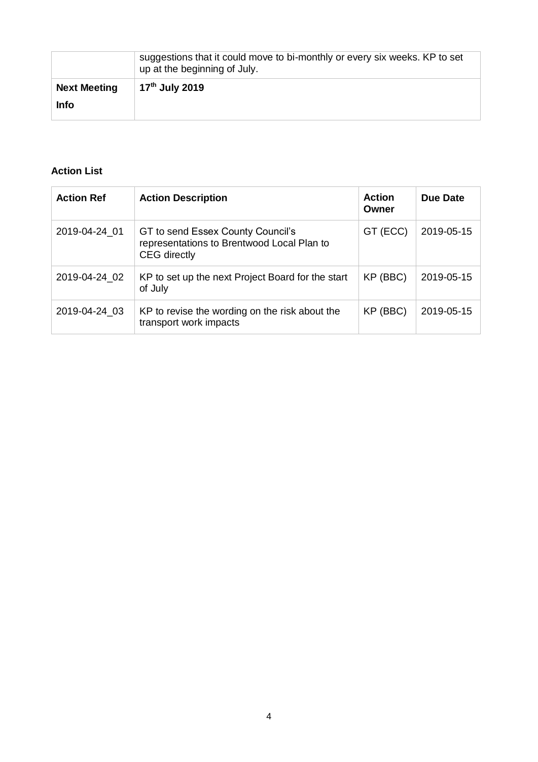| | |
|---|---|
| | suggestions that it could move to bi-monthly or every six weeks. KP to set up at the beginning of July. |
| **Next Meeting Info** | **17th July 2019** |

**Action List**

| Action Ref | Action Description | Action Owner | Due Date |
|---|---|---|---|
| 2019-04-24_01 | GT to send Essex County Council's representations to Brentwood Local Plan to CEG directly | GT (ECC) | 2019-05-15 |
| 2019-04-24_02 | KP to set up the next Project Board for the start of July | KP (BBC) | 2019-05-15 |
| 2019-04-24_03 | KP to revise the wording on the risk about the transport work impacts | KP (BBC) | 2019-05-15 |